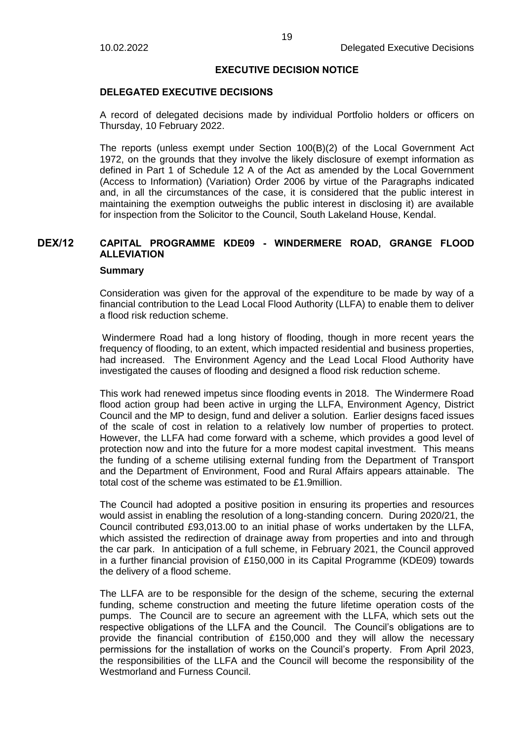## EXECUTIVE DECISION NOTICE

### DELEGATED EXECUTIVE DECISIONS

A record of delegated decisions made by individual Portfolio holders or officers on Thursday, 10 February 2022.

The reports (unless exempt under Section 100(B)(2) of the Local Government Act 1972, on the grounds that they involve the likely disclosure of exempt information as defined in Part 1 of Schedule 12 A of the Act as amended by the Local Government (Access to Information) (Variation) Order 2006 by virtue of the Paragraphs indicated and, in all the circumstances of the case, it is considered that the public interest in maintaining the exemption outweighs the public interest in disclosing it) are available for inspection from the Solicitor to the Council, South Lakeland House, Kendal.

## DEX/12 CAPITAL PROGRAMME KDE09 - WINDERMERE ROAD, GRANGE FLOOD ALLEVIATION

**Summary**

Consideration was given for the approval of the expenditure to be made by way of a financial contribution to the Lead Local Flood Authority (LLFA) to enable them to deliver a flood risk reduction scheme.

Windermere Road had a long history of flooding, though in more recent years the frequency of flooding, to an extent, which impacted residential and business properties, had increased. The Environment Agency and the Lead Local Flood Authority have investigated the causes of flooding and designed a flood risk reduction scheme.

This work had renewed impetus since flooding events in 2018. The Windermere Road flood action group had been active in urging the LLFA, Environment Agency, District Council and the MP to design, fund and deliver a solution. Earlier designs faced issues of the scale of cost in relation to a relatively low number of properties to protect. However, the LLFA had come forward with a scheme, which provides a good level of protection now and into the future for a more modest capital investment. This means the funding of a scheme utilising external funding from the Department of Transport and the Department of Environment, Food and Rural Affairs appears attainable. The total cost of the scheme was estimated to be £1.9million.

The Council had adopted a positive position in ensuring its properties and resources would assist in enabling the resolution of a long-standing concern. During 2020/21, the Council contributed £93,013.00 to an initial phase of works undertaken by the LLFA, which assisted the redirection of drainage away from properties and into and through the car park. In anticipation of a full scheme, in February 2021, the Council approved in a further financial provision of £150,000 in its Capital Programme (KDE09) towards the delivery of a flood scheme.

The LLFA are to be responsible for the design of the scheme, securing the external funding, scheme construction and meeting the future lifetime operation costs of the pumps. The Council are to secure an agreement with the LLFA, which sets out the respective obligations of the LLFA and the Council. The Council's obligations are to provide the financial contribution of £150,000 and they will allow the necessary permissions for the installation of works on the Council's property. From April 2023, the responsibilities of the LLFA and the Council will become the responsibility of the Westmorland and Furness Council.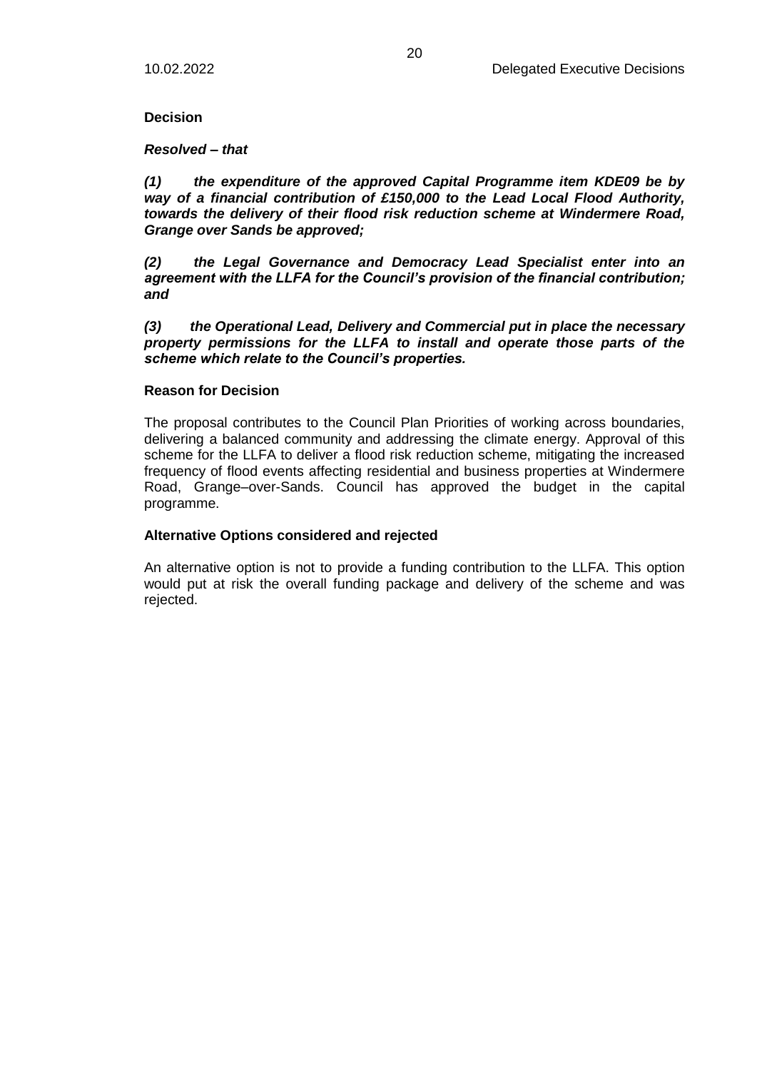**Decision**

***Resolved – that***

***(1) the expenditure of the approved Capital Programme item KDE09 be by way of a financial contribution of £150,000 to the Lead Local Flood Authority, towards the delivery of their flood risk reduction scheme at Windermere Road, Grange over Sands be approved;***

***(2) the Legal Governance and Democracy Lead Specialist enter into an agreement with the LLFA for the Council's provision of the financial contribution; and***

***(3) the Operational Lead, Delivery and Commercial put in place the necessary property permissions for the LLFA to install and operate those parts of the scheme which relate to the Council's properties.***

**Reason for Decision**

The proposal contributes to the Council Plan Priorities of working across boundaries, delivering a balanced community and addressing the climate energy. Approval of this scheme for the LLFA to deliver a flood risk reduction scheme, mitigating the increased frequency of flood events affecting residential and business properties at Windermere Road, Grange–over-Sands. Council has approved the budget in the capital programme.

**Alternative Options considered and rejected**

An alternative option is not to provide a funding contribution to the LLFA. This option would put at risk the overall funding package and delivery of the scheme and was rejected.